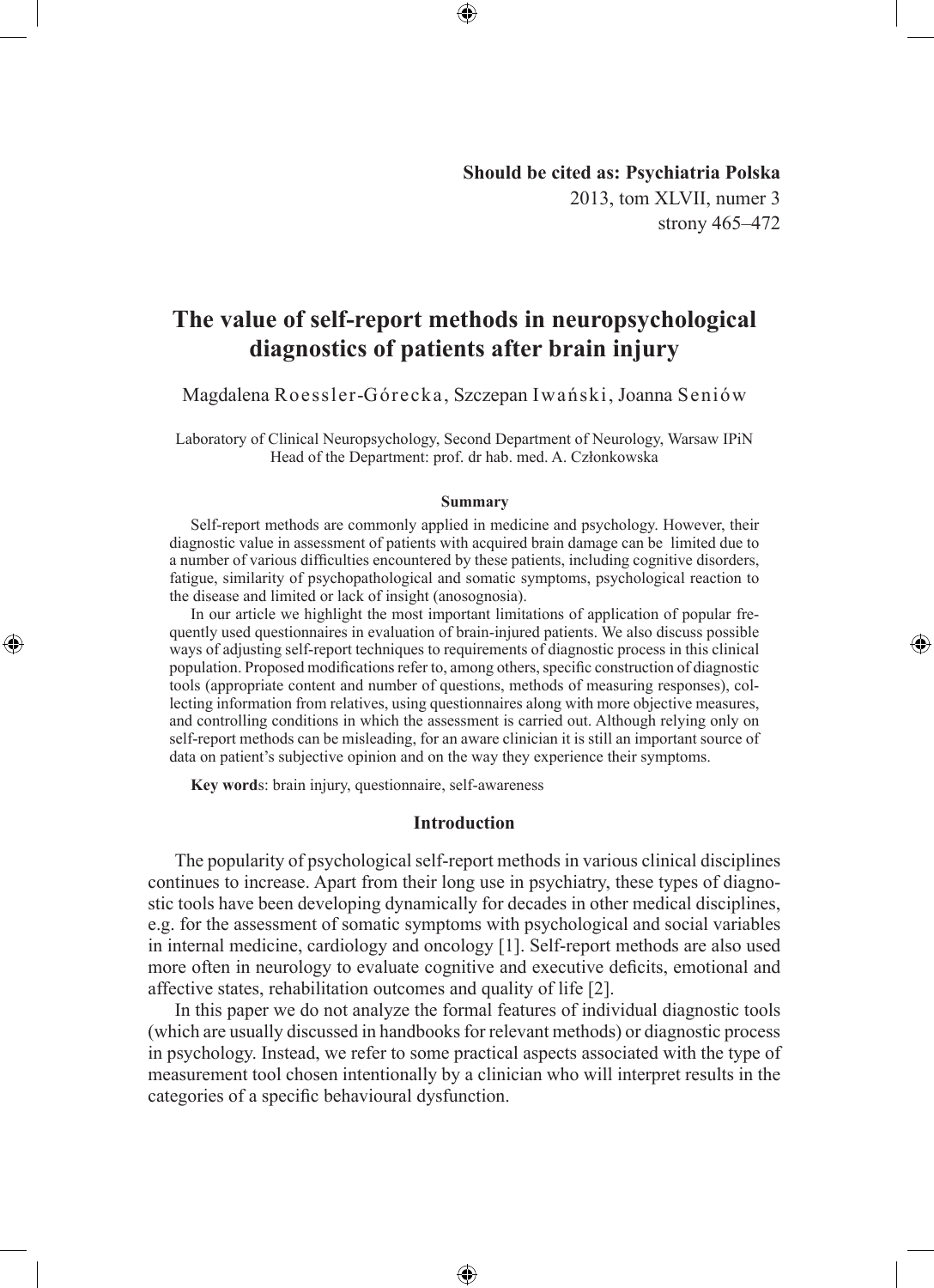**Should be cited as: Psychiatria Polska**
2013, tom XLVII, numer 3
strony 465–472

# The value of self-report methods in neuropsychological diagnostics of patients after brain injury

Magdalena Roessler-Górecka, Szczepan Iwański, Joanna Seniów

Laboratory of Clinical Neuropsychology, Second Department of Neurology, Warsaw IPiN
Head of the Department: prof. dr hab. med. A. Członkowska

### Summary

Self-report methods are commonly applied in medicine and psychology. However, their diagnostic value in assessment of patients with acquired brain damage can be limited due to a number of various difficulties encountered by these patients, including cognitive disorders, fatigue, similarity of psychopathological and somatic symptoms, psychological reaction to the disease and limited or lack of insight (anosognosia).

In our article we highlight the most important limitations of application of popular frequently used questionnaires in evaluation of brain-injured patients. We also discuss possible ways of adjusting self-report techniques to requirements of diagnostic process in this clinical population. Proposed modifications refer to, among others, specific construction of diagnostic tools (appropriate content and number of questions, methods of measuring responses), collecting information from relatives, using questionnaires along with more objective measures, and controlling conditions in which the assessment is carried out. Although relying only on self-report methods can be misleading, for an aware clinician it is still an important source of data on patient's subjective opinion and on the way they experience their symptoms.

**Key words**: brain injury, questionnaire, self-awareness

## Introduction

The popularity of psychological self-report methods in various clinical disciplines continues to increase. Apart from their long use in psychiatry, these types of diagnostic tools have been developing dynamically for decades in other medical disciplines, e.g. for the assessment of somatic symptoms with psychological and social variables in internal medicine, cardiology and oncology [1]. Self-report methods are also used more often in neurology to evaluate cognitive and executive deficits, emotional and affective states, rehabilitation outcomes and quality of life [2].

In this paper we do not analyze the formal features of individual diagnostic tools (which are usually discussed in handbooks for relevant methods) or diagnostic process in psychology. Instead, we refer to some practical aspects associated with the type of measurement tool chosen intentionally by a clinician who will interpret results in the categories of a specific behavioural dysfunction.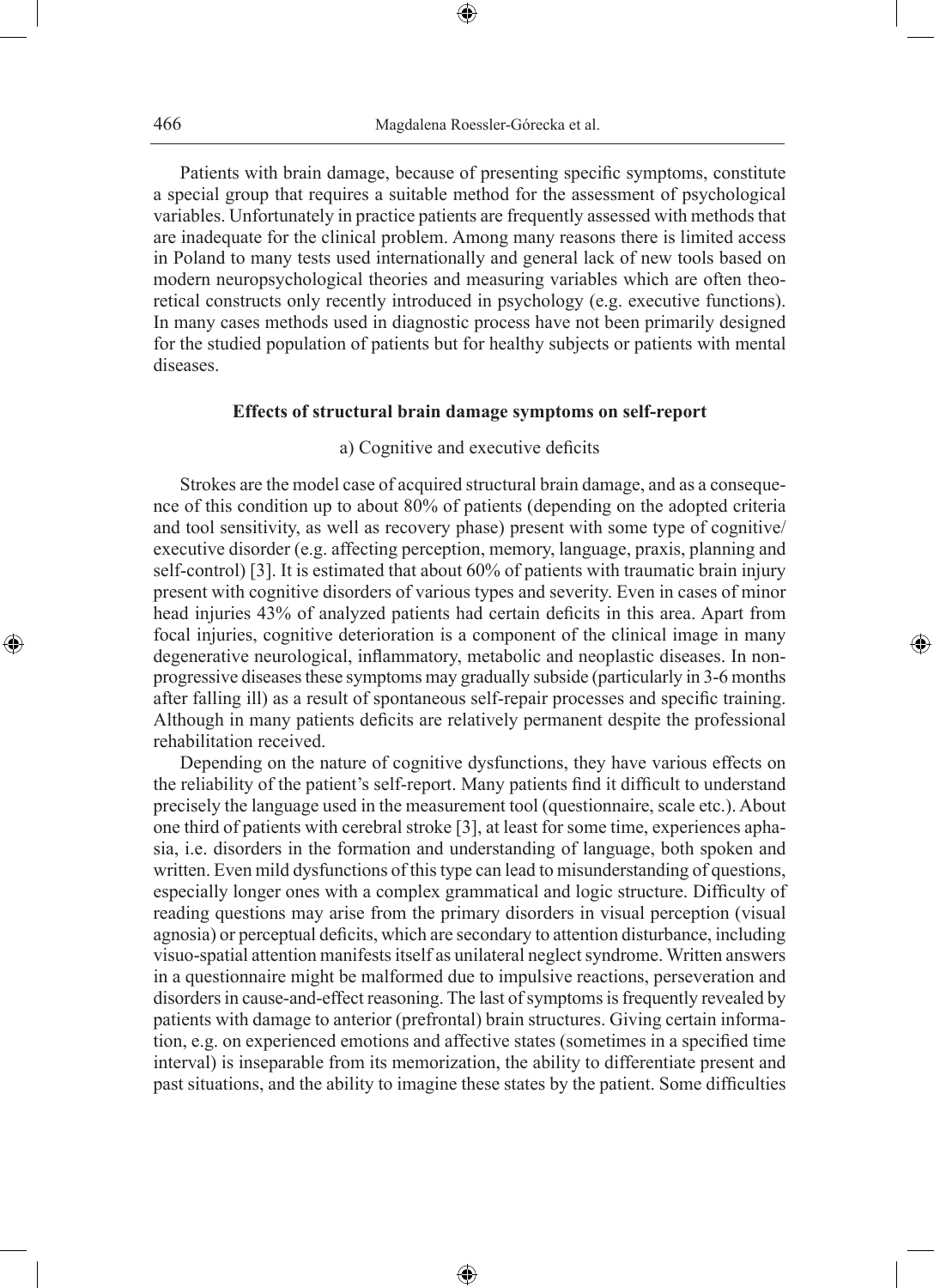Patients with brain damage, because of presenting specific symptoms, constitute a special group that requires a suitable method for the assessment of psychological variables. Unfortunately in practice patients are frequently assessed with methods that are inadequate for the clinical problem. Among many reasons there is limited access in Poland to many tests used internationally and general lack of new tools based on modern neuropsychological theories and measuring variables which are often theoretical constructs only recently introduced in psychology (e.g. executive functions). In many cases methods used in diagnostic process have not been primarily designed for the studied population of patients but for healthy subjects or patients with mental diseases.

## Effects of structural brain damage symptoms on self-report

### a) Cognitive and executive deficits

Strokes are the model case of acquired structural brain damage, and as a consequence of this condition up to about 80% of patients (depending on the adopted criteria and tool sensitivity, as well as recovery phase) present with some type of cognitive/executive disorder (e.g. affecting perception, memory, language, praxis, planning and self-control) [3]. It is estimated that about 60% of patients with traumatic brain injury present with cognitive disorders of various types and severity. Even in cases of minor head injuries 43% of analyzed patients had certain deficits in this area. Apart from focal injuries, cognitive deterioration is a component of the clinical image in many degenerative neurological, inflammatory, metabolic and neoplastic diseases. In non-progressive diseases these symptoms may gradually subside (particularly in 3-6 months after falling ill) as a result of spontaneous self-repair processes and specific training. Although in many patients deficits are relatively permanent despite the professional rehabilitation received.

Depending on the nature of cognitive dysfunctions, they have various effects on the reliability of the patient's self-report. Many patients find it difficult to understand precisely the language used in the measurement tool (questionnaire, scale etc.). About one third of patients with cerebral stroke [3], at least for some time, experiences aphasia, i.e. disorders in the formation and understanding of language, both spoken and written. Even mild dysfunctions of this type can lead to misunderstanding of questions, especially longer ones with a complex grammatical and logic structure. Difficulty of reading questions may arise from the primary disorders in visual perception (visual agnosia) or perceptual deficits, which are secondary to attention disturbance, including visuo-spatial attention manifests itself as unilateral neglect syndrome. Written answers in a questionnaire might be malformed due to impulsive reactions, perseveration and disorders in cause-and-effect reasoning. The last of symptoms is frequently revealed by patients with damage to anterior (prefrontal) brain structures. Giving certain information, e.g. on experienced emotions and affective states (sometimes in a specified time interval) is inseparable from its memorization, the ability to differentiate present and past situations, and the ability to imagine these states by the patient. Some difficulties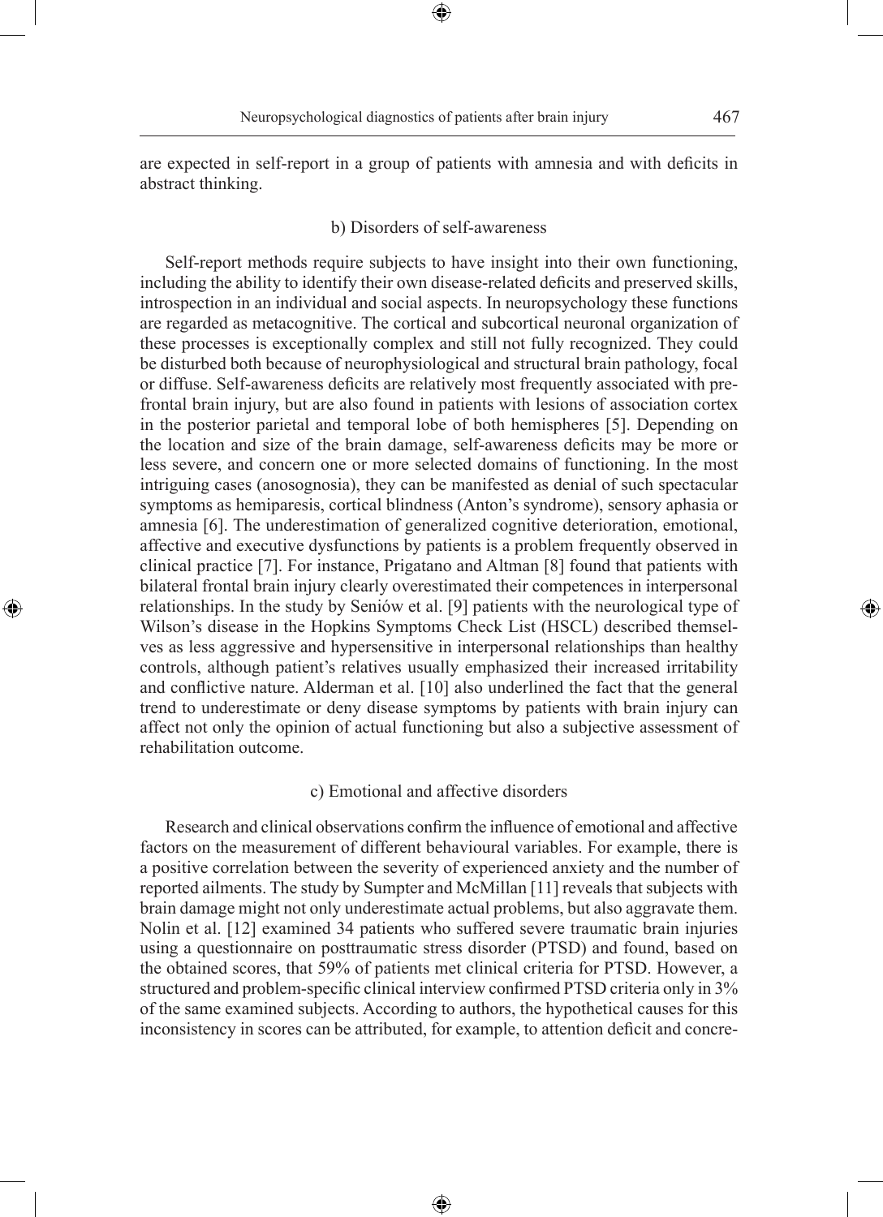are expected in self-report in a group of patients with amnesia and with deficits in abstract thinking.

### b) Disorders of self-awareness

Self-report methods require subjects to have insight into their own functioning, including the ability to identify their own disease-related deficits and preserved skills, introspection in an individual and social aspects. In neuropsychology these functions are regarded as metacognitive. The cortical and subcortical neuronal organization of these processes is exceptionally complex and still not fully recognized. They could be disturbed both because of neurophysiological and structural brain pathology, focal or diffuse. Self-awareness deficits are relatively most frequently associated with prefrontal brain injury, but are also found in patients with lesions of association cortex in the posterior parietal and temporal lobe of both hemispheres [5]. Depending on the location and size of the brain damage, self-awareness deficits may be more or less severe, and concern one or more selected domains of functioning. In the most intriguing cases (anosognosia), they can be manifested as denial of such spectacular symptoms as hemiparesis, cortical blindness (Anton's syndrome), sensory aphasia or amnesia [6]. The underestimation of generalized cognitive deterioration, emotional, affective and executive dysfunctions by patients is a problem frequently observed in clinical practice [7]. For instance, Prigatano and Altman [8] found that patients with bilateral frontal brain injury clearly overestimated their competences in interpersonal relationships. In the study by Seniów et al. [9] patients with the neurological type of Wilson's disease in the Hopkins Symptoms Check List (HSCL) described themselves as less aggressive and hypersensitive in interpersonal relationships than healthy controls, although patient's relatives usually emphasized their increased irritability and conflictive nature. Alderman et al. [10] also underlined the fact that the general trend to underestimate or deny disease symptoms by patients with brain injury can affect not only the opinion of actual functioning but also a subjective assessment of rehabilitation outcome.

### c) Emotional and affective disorders

Research and clinical observations confirm the influence of emotional and affective factors on the measurement of different behavioural variables. For example, there is a positive correlation between the severity of experienced anxiety and the number of reported ailments. The study by Sumpter and McMillan [11] reveals that subjects with brain damage might not only underestimate actual problems, but also aggravate them. Nolin et al. [12] examined 34 patients who suffered severe traumatic brain injuries using a questionnaire on posttraumatic stress disorder (PTSD) and found, based on the obtained scores, that 59% of patients met clinical criteria for PTSD. However, a structured and problem-specific clinical interview confirmed PTSD criteria only in 3% of the same examined subjects. According to authors, the hypothetical causes for this inconsistency in scores can be attributed, for example, to attention deficit and concre-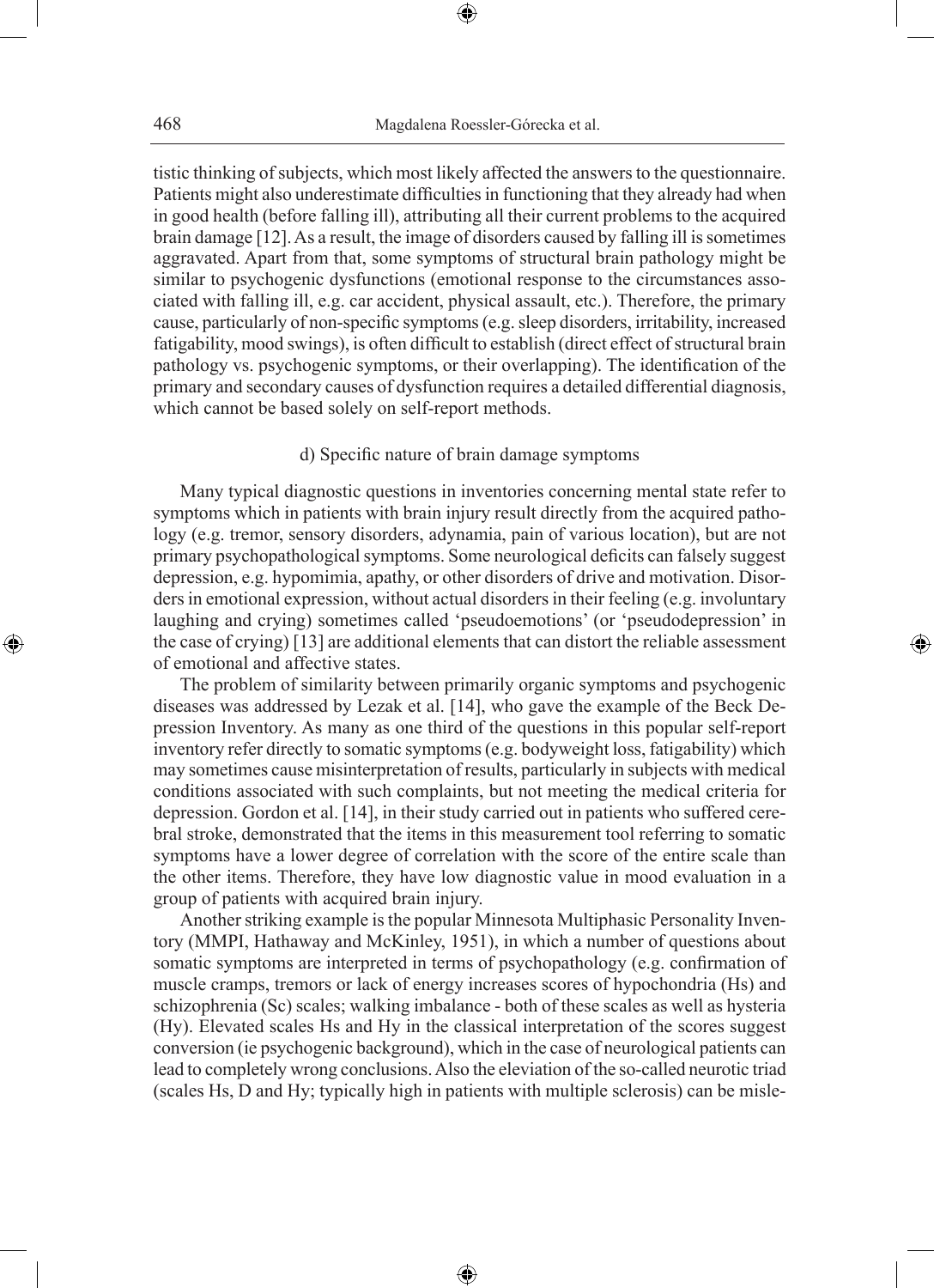tistic thinking of subjects, which most likely affected the answers to the questionnaire. Patients might also underestimate difficulties in functioning that they already had when in good health (before falling ill), attributing all their current problems to the acquired brain damage [12]. As a result, the image of disorders caused by falling ill is sometimes aggravated. Apart from that, some symptoms of structural brain pathology might be similar to psychogenic dysfunctions (emotional response to the circumstances associated with falling ill, e.g. car accident, physical assault, etc.). Therefore, the primary cause, particularly of non-specific symptoms (e.g. sleep disorders, irritability, increased fatigability, mood swings), is often difficult to establish (direct effect of structural brain pathology vs. psychogenic symptoms, or their overlapping). The identification of the primary and secondary causes of dysfunction requires a detailed differential diagnosis, which cannot be based solely on self-report methods.

### d) Specific nature of brain damage symptoms

Many typical diagnostic questions in inventories concerning mental state refer to symptoms which in patients with brain injury result directly from the acquired pathology (e.g. tremor, sensory disorders, adynamia, pain of various location), but are not primary psychopathological symptoms. Some neurological deficits can falsely suggest depression, e.g. hypomimia, apathy, or other disorders of drive and motivation. Disorders in emotional expression, without actual disorders in their feeling (e.g. involuntary laughing and crying) sometimes called 'pseudoemotions' (or 'pseudodepression' in the case of crying) [13] are additional elements that can distort the reliable assessment of emotional and affective states.

The problem of similarity between primarily organic symptoms and psychogenic diseases was addressed by Lezak et al. [14], who gave the example of the Beck Depression Inventory. As many as one third of the questions in this popular self-report inventory refer directly to somatic symptoms (e.g. bodyweight loss, fatigability) which may sometimes cause misinterpretation of results, particularly in subjects with medical conditions associated with such complaints, but not meeting the medical criteria for depression. Gordon et al. [14], in their study carried out in patients who suffered cerebral stroke, demonstrated that the items in this measurement tool referring to somatic symptoms have a lower degree of correlation with the score of the entire scale than the other items. Therefore, they have low diagnostic value in mood evaluation in a group of patients with acquired brain injury.

Another striking example is the popular Minnesota Multiphasic Personality Inventory (MMPI, Hathaway and McKinley, 1951), in which a number of questions about somatic symptoms are interpreted in terms of psychopathology (e.g. confirmation of muscle cramps, tremors or lack of energy increases scores of hypochondria (Hs) and schizophrenia (Sc) scales; walking imbalance - both of these scales as well as hysteria (Hy). Elevated scales Hs and Hy in the classical interpretation of the scores suggest conversion (ie psychogenic background), which in the case of neurological patients can lead to completely wrong conclusions. Also the eleviation of the so-called neurotic triad (scales Hs, D and Hy; typically high in patients with multiple sclerosis) can be misle-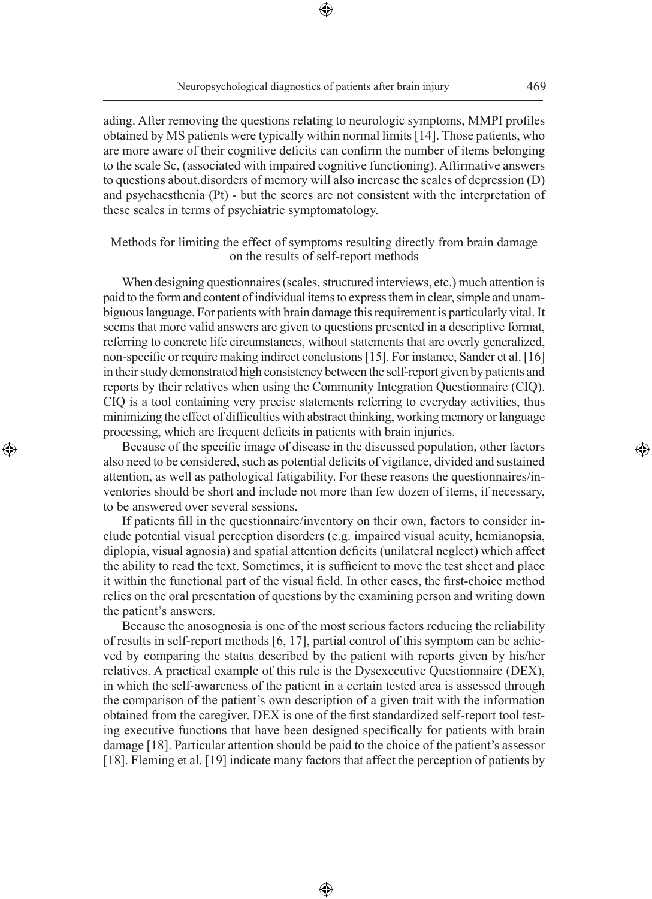ading. After removing the questions relating to neurologic symptoms, MMPI profiles obtained by MS patients were typically within normal limits [14]. Those patients, who are more aware of their cognitive deficits can confirm the number of items belonging to the scale Sc, (associated with impaired cognitive functioning). Affirmative answers to questions about.disorders of memory will also increase the scales of depression (D) and psychaesthenia (Pt) - but the scores are not consistent with the interpretation of these scales in terms of psychiatric symptomatology.

## Methods for limiting the effect of symptoms resulting directly from brain damage on the results of self-report methods

When designing questionnaires (scales, structured interviews, etc.) much attention is paid to the form and content of individual items to express them in clear, simple and unambiguous language. For patients with brain damage this requirement is particularly vital. It seems that more valid answers are given to questions presented in a descriptive format, referring to concrete life circumstances, without statements that are overly generalized, non-specific or require making indirect conclusions [15]. For instance, Sander et al. [16] in their study demonstrated high consistency between the self-report given by patients and reports by their relatives when using the Community Integration Questionnaire (CIQ). CIQ is a tool containing very precise statements referring to everyday activities, thus minimizing the effect of difficulties with abstract thinking, working memory or language processing, which are frequent deficits in patients with brain injuries.

Because of the specific image of disease in the discussed population, other factors also need to be considered, such as potential deficits of vigilance, divided and sustained attention, as well as pathological fatigability. For these reasons the questionnaires/inventories should be short and include not more than few dozen of items, if necessary, to be answered over several sessions.

If patients fill in the questionnaire/inventory on their own, factors to consider include potential visual perception disorders (e.g. impaired visual acuity, hemianopsia, diplopia, visual agnosia) and spatial attention deficits (unilateral neglect) which affect the ability to read the text. Sometimes, it is sufficient to move the test sheet and place it within the functional part of the visual field. In other cases, the first-choice method relies on the oral presentation of questions by the examining person and writing down the patient's answers.

Because the anosognosia is one of the most serious factors reducing the reliability of results in self-report methods [6, 17], partial control of this symptom can be achieved by comparing the status described by the patient with reports given by his/her relatives. A practical example of this rule is the Dysexecutive Questionnaire (DEX), in which the self-awareness of the patient in a certain tested area is assessed through the comparison of the patient's own description of a given trait with the information obtained from the caregiver. DEX is one of the first standardized self-report tool testing executive functions that have been designed specifically for patients with brain damage [18]. Particular attention should be paid to the choice of the patient's assessor [18]. Fleming et al. [19] indicate many factors that affect the perception of patients by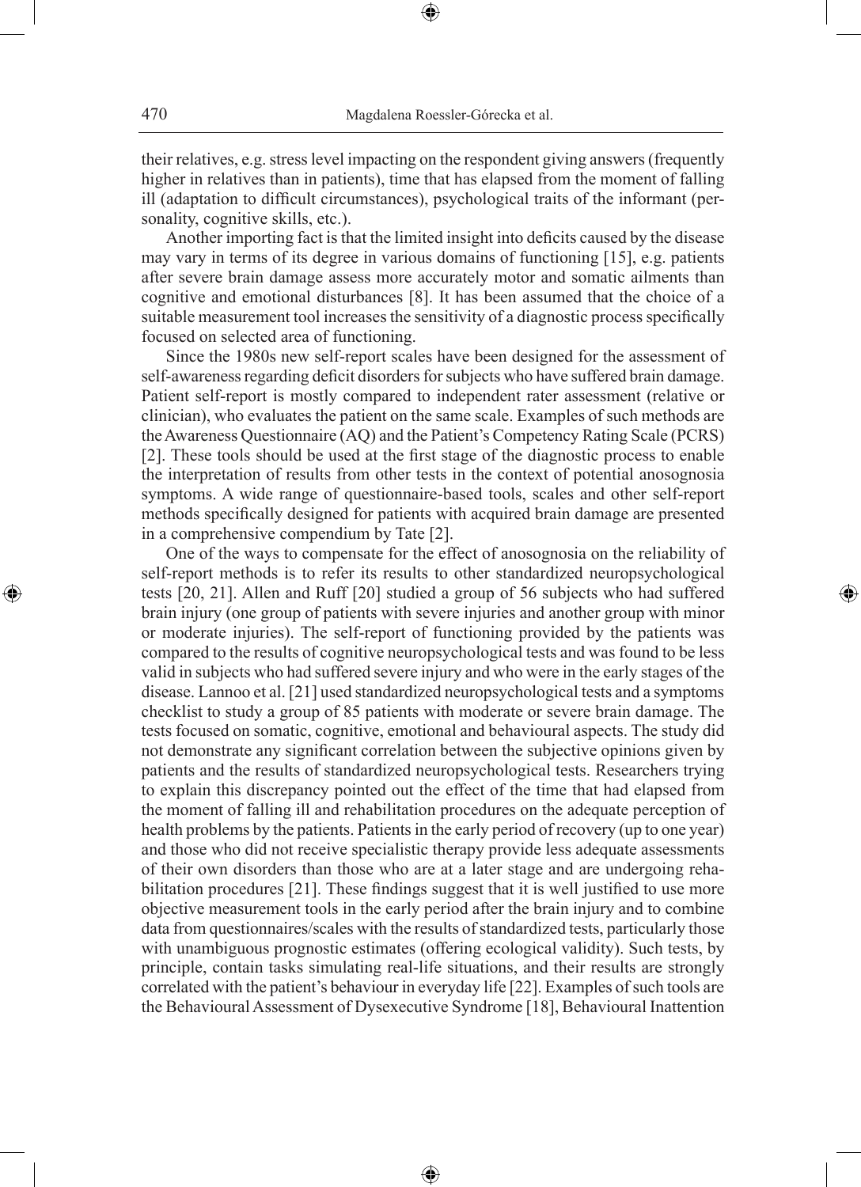their relatives, e.g. stress level impacting on the respondent giving answers (frequently higher in relatives than in patients), time that has elapsed from the moment of falling ill (adaptation to difficult circumstances), psychological traits of the informant (personality, cognitive skills, etc.).

Another importing fact is that the limited insight into deficits caused by the disease may vary in terms of its degree in various domains of functioning [15], e.g. patients after severe brain damage assess more accurately motor and somatic ailments than cognitive and emotional disturbances [8]. It has been assumed that the choice of a suitable measurement tool increases the sensitivity of a diagnostic process specifically focused on selected area of functioning.

Since the 1980s new self-report scales have been designed for the assessment of self-awareness regarding deficit disorders for subjects who have suffered brain damage. Patient self-report is mostly compared to independent rater assessment (relative or clinician), who evaluates the patient on the same scale. Examples of such methods are the Awareness Questionnaire (AQ) and the Patient's Competency Rating Scale (PCRS) [2]. These tools should be used at the first stage of the diagnostic process to enable the interpretation of results from other tests in the context of potential anosognosia symptoms. A wide range of questionnaire-based tools, scales and other self-report methods specifically designed for patients with acquired brain damage are presented in a comprehensive compendium by Tate [2].

One of the ways to compensate for the effect of anosognosia on the reliability of self-report methods is to refer its results to other standardized neuropsychological tests [20, 21]. Allen and Ruff [20] studied a group of 56 subjects who had suffered brain injury (one group of patients with severe injuries and another group with minor or moderate injuries). The self-report of functioning provided by the patients was compared to the results of cognitive neuropsychological tests and was found to be less valid in subjects who had suffered severe injury and who were in the early stages of the disease. Lannoo et al. [21] used standardized neuropsychological tests and a symptoms checklist to study a group of 85 patients with moderate or severe brain damage. The tests focused on somatic, cognitive, emotional and behavioural aspects. The study did not demonstrate any significant correlation between the subjective opinions given by patients and the results of standardized neuropsychological tests. Researchers trying to explain this discrepancy pointed out the effect of the time that had elapsed from the moment of falling ill and rehabilitation procedures on the adequate perception of health problems by the patients. Patients in the early period of recovery (up to one year) and those who did not receive specialistic therapy provide less adequate assessments of their own disorders than those who are at a later stage and are undergoing rehabilitation procedures [21]. These findings suggest that it is well justified to use more objective measurement tools in the early period after the brain injury and to combine data from questionnaires/scales with the results of standardized tests, particularly those with unambiguous prognostic estimates (offering ecological validity). Such tests, by principle, contain tasks simulating real-life situations, and their results are strongly correlated with the patient's behaviour in everyday life [22]. Examples of such tools are the Behavioural Assessment of Dysexecutive Syndrome [18], Behavioural Inattention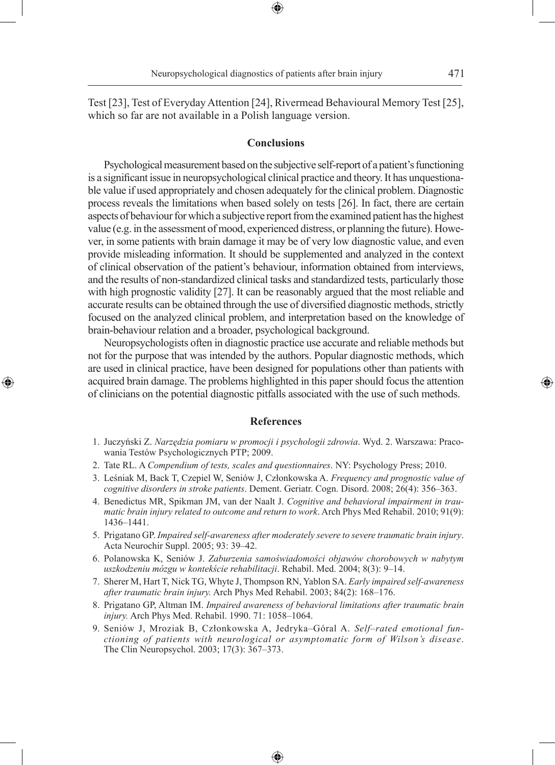Test [23], Test of Everyday Attention [24], Rivermead Behavioural Memory Test [25], which so far are not available in a Polish language version.

## Conclusions

Psychological measurement based on the subjective self-report of a patient's functioning is a significant issue in neuropsychological clinical practice and theory. It has unquestionable value if used appropriately and chosen adequately for the clinical problem. Diagnostic process reveals the limitations when based solely on tests [26]. In fact, there are certain aspects of behaviour for which a subjective report from the examined patient has the highest value (e.g. in the assessment of mood, experienced distress, or planning the future). However, in some patients with brain damage it may be of very low diagnostic value, and even provide misleading information. It should be supplemented and analyzed in the context of clinical observation of the patient's behaviour, information obtained from interviews, and the results of non-standardized clinical tasks and standardized tests, particularly those with high prognostic validity [27]. It can be reasonably argued that the most reliable and accurate results can be obtained through the use of diversified diagnostic methods, strictly focused on the analyzed clinical problem, and interpretation based on the knowledge of brain-behaviour relation and a broader, psychological background.

Neuropsychologists often in diagnostic practice use accurate and reliable methods but not for the purpose that was intended by the authors. Popular diagnostic methods, which are used in clinical practice, have been designed for populations other than patients with acquired brain damage. The problems highlighted in this paper should focus the attention of clinicians on the potential diagnostic pitfalls associated with the use of such methods.

## References

1. Juczyński Z. *Narzędzia pomiaru w promocji i psychologii zdrowia*. Wyd. 2. Warszawa: Pracowania Testów Psychologicznych PTP; 2009.
2. Tate RL. A *Compendium of tests, scales and questionnaires*. NY: Psychology Press; 2010.
3. Leśniak M, Back T, Czepiel W, Seniów J, Członkowska A. *Frequency and prognostic value of cognitive disorders in stroke patients*. Dement. Geriatr. Cogn. Disord. 2008; 26(4): 356–363.
4. Benedictus MR, Spikman JM, van der Naalt J. *Cognitive and behavioral impairment in traumatic brain injury related to outcome and return to work*. Arch Phys Med Rehabil. 2010; 91(9): 1436–1441.
5. Prigatano GP. *Impaired self-awareness after moderately severe to severe traumatic brain injury*. Acta Neurochir Suppl. 2005; 93: 39–42.
6. Polanowska K, Seniów J. *Zaburzenia samoświadomości objawów chorobowych w nabytym uszkodzeniu mózgu w kontekście rehabilitacji*. Rehabil. Med. 2004; 8(3): 9–14.
7. Sherer M, Hart T, Nick TG, Whyte J, Thompson RN, Yablon SA. *Early impaired self-awareness after traumatic brain injury.* Arch Phys Med Rehabil. 2003; 84(2): 168–176.
8. Prigatano GP, Altman IM. *Impaired awareness of behavioral limitations after traumatic brain injury.* Arch Phys Med. Rehabil. 1990. 71: 1058–1064.
9. Seniów J, Mroziak B, Członkowska A, Jedryka–Góral A. *Self–rated emotional functioning of patients with neurological or asymptomatic form of Wilson's disease*. The Clin Neuropsychol. 2003; 17(3): 367–373.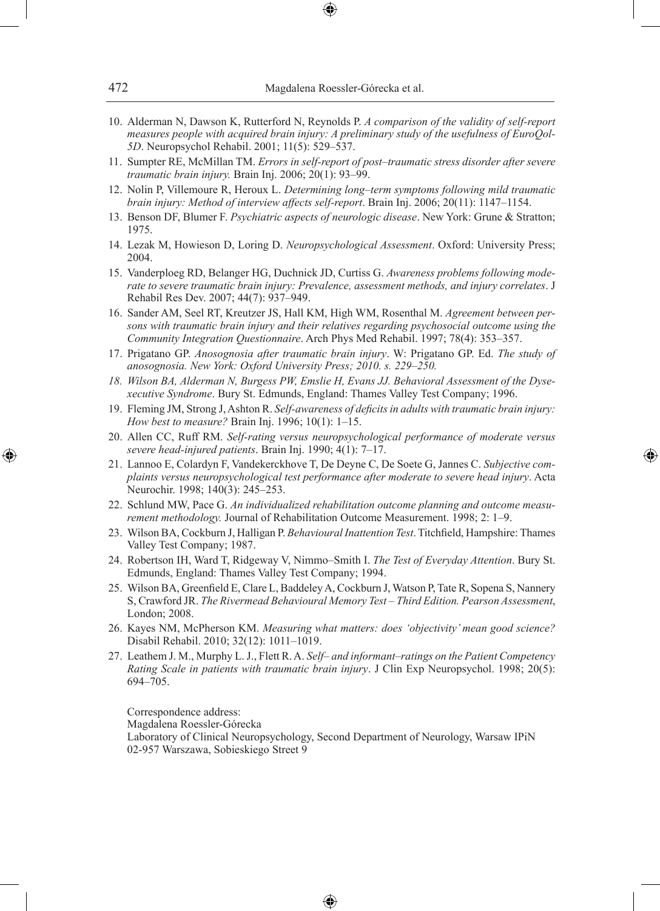10. Alderman N, Dawson K, Rutterford N, Reynolds P. *A comparison of the validity of self-report measures people with acquired brain injury: A preliminary study of the usefulness of EuroQol-5D*. Neuropsychol Rehabil. 2001; 11(5): 529–537.
11. Sumpter RE, McMillan TM. *Errors in self-report of post–traumatic stress disorder after severe traumatic brain injury.* Brain Inj. 2006; 20(1): 93–99.
12. Nolin P, Villemoure R, Heroux L. *Determining long–term symptoms following mild traumatic brain injury: Method of interview affects self-report*. Brain Inj. 2006; 20(11): 1147–1154.
13. Benson DF, Blumer F. *Psychiatric aspects of neurologic disease*. New York: Grune & Stratton; 1975.
14. Lezak M, Howieson D, Loring D. *Neuropsychological Assessment*. Oxford: University Press; 2004.
15. Vanderploeg RD, Belanger HG, Duchnick JD, Curtiss G. *Awareness problems following moderate to severe traumatic brain injury: Prevalence, assessment methods, and injury correlates*. J Rehabil Res Dev. 2007; 44(7): 937–949.
16. Sander AM, Seel RT, Kreutzer JS, Hall KM, High WM, Rosenthal M. *Agreement between persons with traumatic brain injury and their relatives regarding psychosocial outcome using the Community Integration Questionnaire*. Arch Phys Med Rehabil. 1997; 78(4): 353–357.
17. Prigatano GP. *Anosognosia after traumatic brain injury*. W: Prigatano GP. Ed. *The study of anosognosia. New York: Oxford University Press; 2010. s. 229–250.*
18. *Wilson BA, Alderman N, Burgess PW, Emslie H, Evans JJ. Behavioral Assessment of the Dysexecutive Syndrome*. Bury St. Edmunds, England: Thames Valley Test Company; 1996.
19. Fleming JM, Strong J, Ashton R. *Self-awareness of deficits in adults with traumatic brain injury: How best to measure?* Brain Inj. 1996; 10(1): 1–15.
20. Allen CC, Ruff RM. *Self-rating versus neuropsychological performance of moderate versus severe head-injured patients*. Brain Inj. 1990; 4(1): 7–17.
21. Lannoo E, Colardyn F, Vandekerckhove T, De Deyne C, De Soete G, Jannes C. *Subjective complaints versus neuropsychological test performance after moderate to severe head injury*. Acta Neurochir. 1998; 140(3): 245–253.
22. Schlund MW, Pace G. *An individualized rehabilitation outcome planning and outcome measurement methodology.* Journal of Rehabilitation Outcome Measurement. 1998; 2: 1–9.
23. Wilson BA, Cockburn J, Halligan P. *Behavioural Inattention Test*. Titchfield, Hampshire: Thames Valley Test Company; 1987.
24. Robertson IH, Ward T, Ridgeway V, Nimmo–Smith I. *The Test of Everyday Attention*. Bury St. Edmunds, England: Thames Valley Test Company; 1994.
25. Wilson BA, Greenfield E, Clare L, Baddeley A, Cockburn J, Watson P, Tate R, Sopena S, Nannery S, Crawford JR. *The Rivermead Behavioural Memory Test – Third Edition. Pearson Assessment*, London; 2008.
26. Kayes NM, McPherson KM. *Measuring what matters: does 'objectivity' mean good science?* Disabil Rehabil. 2010; 32(12): 1011–1019.
27. Leathem J. M., Murphy L. J., Flett R. A. *Self– and informant–ratings on the Patient Competency Rating Scale in patients with traumatic brain injury*. J Clin Exp Neuropsychol. 1998; 20(5): 694–705.

Correspondence address:
Magdalena Roessler-Górecka
Laboratory of Clinical Neuropsychology, Second Department of Neurology, Warsaw IPiN
02-957 Warszawa, Sobieskiego Street 9